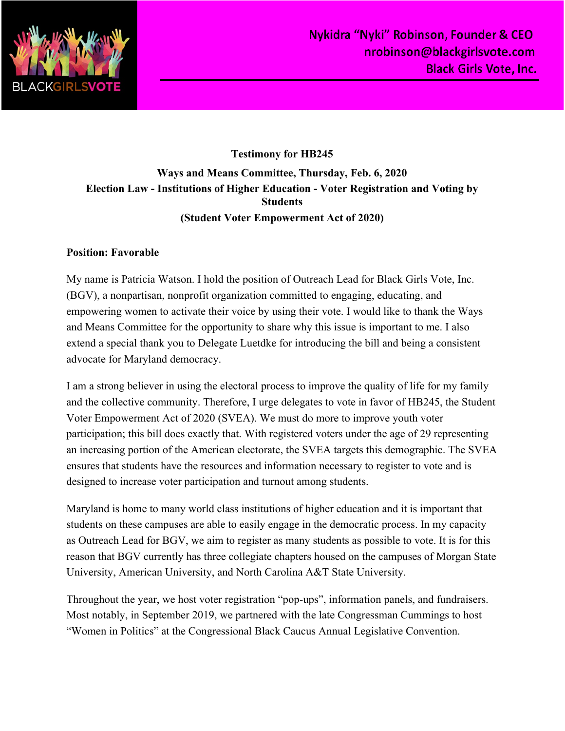BLACKGIRLSVOTE

Nykidra "Nyki" Robinson, Founder & CEO
nrobinson@blackgirlsvote.com
Black Girls Vote, Inc.

**Testimony for HB245**

**Ways and Means Committee, Thursday, Feb. 6, 2020**
**Election Law - Institutions of Higher Education - Voter Registration and Voting by Students**
**(Student Voter Empowerment Act of 2020)**

**Position: Favorable**

My name is Patricia Watson. I hold the position of Outreach Lead for Black Girls Vote, Inc. (BGV), a nonpartisan, nonprofit organization committed to engaging, educating, and empowering women to activate their voice by using their vote. I would like to thank the Ways and Means Committee for the opportunity to share why this issue is important to me. I also extend a special thank you to Delegate Luetdke for introducing the bill and being a consistent advocate for Maryland democracy.

I am a strong believer in using the electoral process to improve the quality of life for my family and the collective community. Therefore, I urge delegates to vote in favor of HB245, the Student Voter Empowerment Act of 2020 (SVEA). We must do more to improve youth voter participation; this bill does exactly that. With registered voters under the age of 29 representing an increasing portion of the American electorate, the SVEA targets this demographic. The SVEA ensures that students have the resources and information necessary to register to vote and is designed to increase voter participation and turnout among students.

Maryland is home to many world class institutions of higher education and it is important that students on these campuses are able to easily engage in the democratic process. In my capacity as Outreach Lead for BGV, we aim to register as many students as possible to vote. It is for this reason that BGV currently has three collegiate chapters housed on the campuses of Morgan State University, American University, and North Carolina A&T State University.

Throughout the year, we host voter registration "pop-ups", information panels, and fundraisers. Most notably, in September 2019, we partnered with the late Congressman Cummings to host "Women in Politics" at the Congressional Black Caucus Annual Legislative Convention.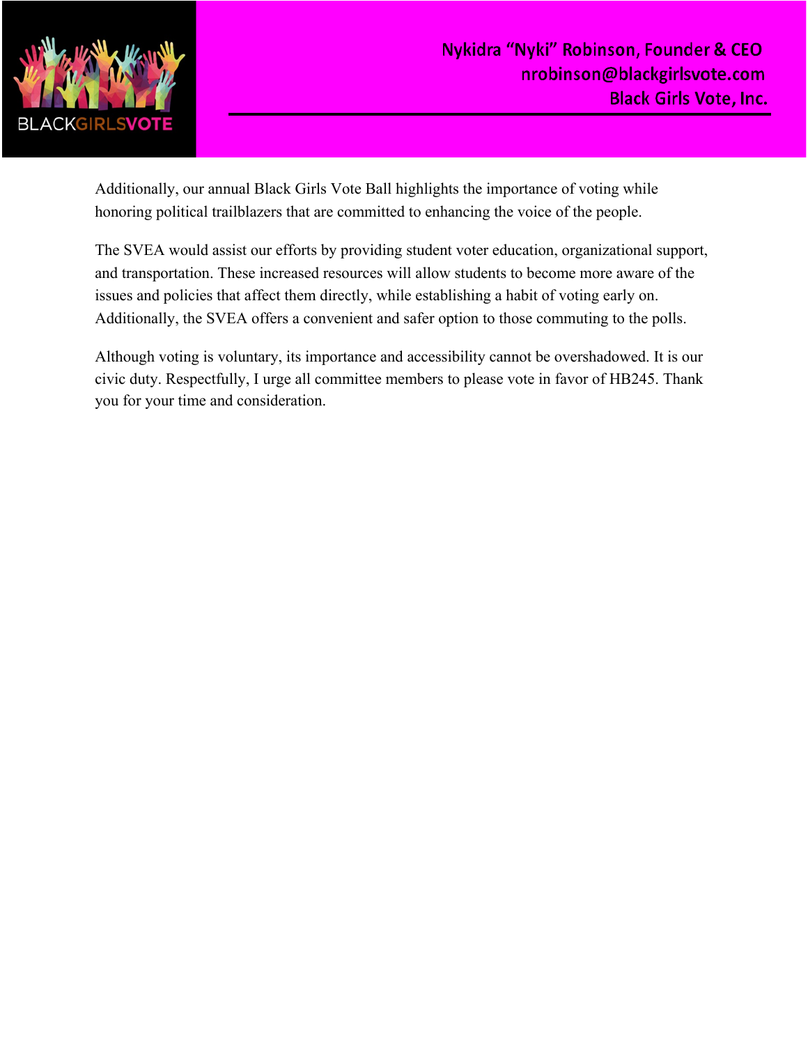Nykidra "Nyki" Robinson, Founder & CEO
nrobinson@blackgirlsvote.com
Black Girls Vote, Inc.

Additionally, our annual Black Girls Vote Ball highlights the importance of voting while honoring political trailblazers that are committed to enhancing the voice of the people.

The SVEA would assist our efforts by providing student voter education, organizational support, and transportation. These increased resources will allow students to become more aware of the issues and policies that affect them directly, while establishing a habit of voting early on. Additionally, the SVEA offers a convenient and safer option to those commuting to the polls.

Although voting is voluntary, its importance and accessibility cannot be overshadowed. It is our civic duty. Respectfully, I urge all committee members to please vote in favor of HB245. Thank you for your time and consideration.